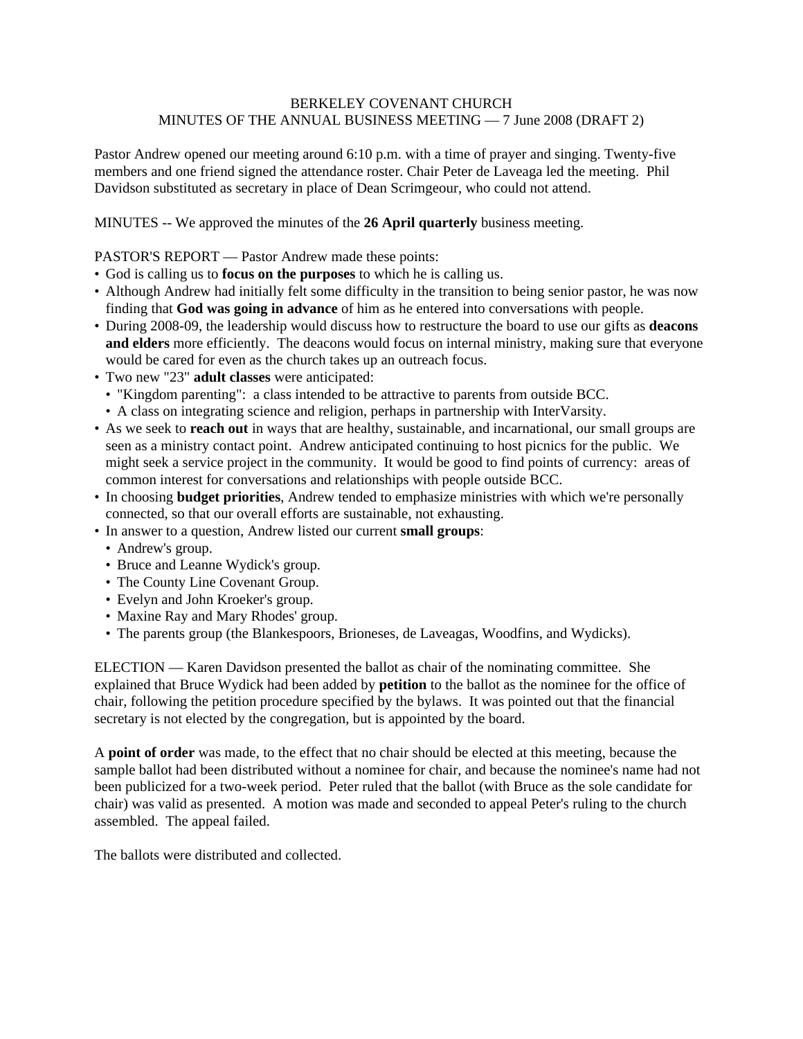# BERKELEY COVENANT CHURCH
## MINUTES OF THE ANNUAL BUSINESS MEETING — 7 June 2008 (DRAFT 2)

Pastor Andrew opened our meeting around 6:10 p.m. with a time of prayer and singing. Twenty-five members and one friend signed the attendance roster. Chair Peter de Laveaga led the meeting. Phil Davidson substituted as secretary in place of Dean Scrimgeour, who could not attend.

MINUTES -- We approved the minutes of the **26 April quarterly** business meeting.

PASTOR'S REPORT — Pastor Andrew made these points:

- God is calling us to **focus on the purposes** to which he is calling us.
- Although Andrew had initially felt some difficulty in the transition to being senior pastor, he was now finding that **God was going in advance** of him as he entered into conversations with people.
- During 2008-09, the leadership would discuss how to restructure the board to use our gifts as **deacons and elders** more efficiently. The deacons would focus on internal ministry, making sure that everyone would be cared for even as the church takes up an outreach focus.
- Two new "23" **adult classes** were anticipated:
  - "Kingdom parenting": a class intended to be attractive to parents from outside BCC.
  - A class on integrating science and religion, perhaps in partnership with InterVarsity.
- As we seek to **reach out** in ways that are healthy, sustainable, and incarnational, our small groups are seen as a ministry contact point. Andrew anticipated continuing to host picnics for the public. We might seek a service project in the community. It would be good to find points of currency: areas of common interest for conversations and relationships with people outside BCC.
- In choosing **budget priorities**, Andrew tended to emphasize ministries with which we're personally connected, so that our overall efforts are sustainable, not exhausting.
- In answer to a question, Andrew listed our current **small groups**:
  - Andrew's group.
  - Bruce and Leanne Wydick's group.
  - The County Line Covenant Group.
  - Evelyn and John Kroeker's group.
  - Maxine Ray and Mary Rhodes' group.
  - The parents group (the Blankespoors, Briones, de Laveagas, Woodfins, and Wydicks).

ELECTION — Karen Davidson presented the ballot as chair of the nominating committee. She explained that Bruce Wydick had been added by **petition** to the ballot as the nominee for the office of chair, following the petition procedure specified by the bylaws. It was pointed out that the financial secretary is not elected by the congregation, but is appointed by the board.

A **point of order** was made, to the effect that no chair should be elected at this meeting, because the sample ballot had been distributed without a nominee for chair, and because the nominee's name had not been publicized for a two-week period. Peter ruled that the ballot (with Bruce as the sole candidate for chair) was valid as presented. A motion was made and seconded to appeal Peter's ruling to the church assembled. The appeal failed.

The ballots were distributed and collected.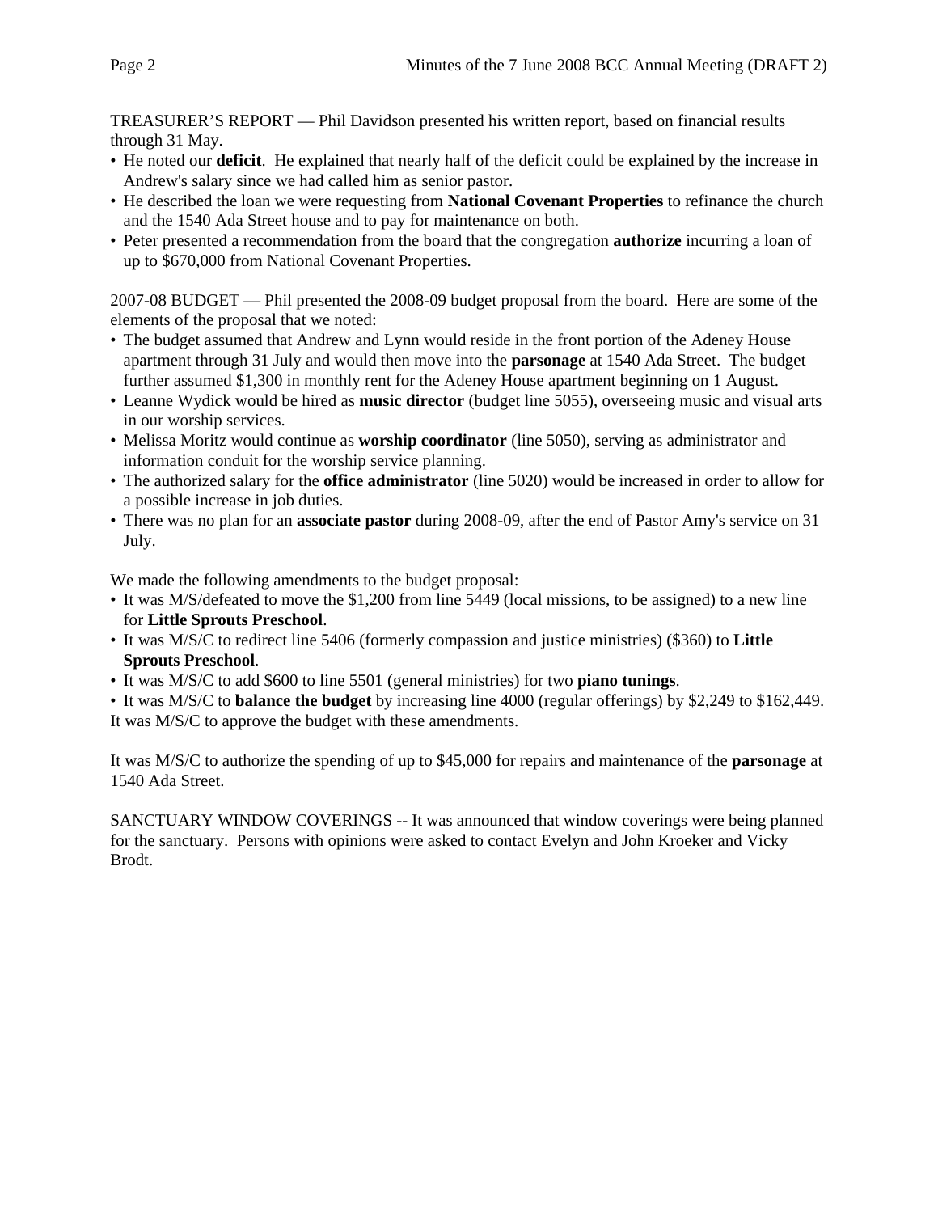TREASURER'S REPORT — Phil Davidson presented his written report, based on financial results through 31 May.

- He noted our **deficit**. He explained that nearly half of the deficit could be explained by the increase in Andrew's salary since we had called him as senior pastor.
- He described the loan we were requesting from **National Covenant Properties** to refinance the church and the 1540 Ada Street house and to pay for maintenance on both.
- Peter presented a recommendation from the board that the congregation **authorize** incurring a loan of up to $670,000 from National Covenant Properties.

2007-08 BUDGET — Phil presented the 2008-09 budget proposal from the board. Here are some of the elements of the proposal that we noted:

- The budget assumed that Andrew and Lynn would reside in the front portion of the Adeney House apartment through 31 July and would then move into the **parsonage** at 1540 Ada Street. The budget further assumed $1,300 in monthly rent for the Adeney House apartment beginning on 1 August.
- Leanne Wydick would be hired as **music director** (budget line 5055), overseeing music and visual arts in our worship services.
- Melissa Moritz would continue as **worship coordinator** (line 5050), serving as administrator and information conduit for the worship service planning.
- The authorized salary for the **office administrator** (line 5020) would be increased in order to allow for a possible increase in job duties.
- There was no plan for an **associate pastor** during 2008-09, after the end of Pastor Amy's service on 31 July.

We made the following amendments to the budget proposal:

- It was M/S/defeated to move the $1,200 from line 5449 (local missions, to be assigned) to a new line for **Little Sprouts Preschool**.
- It was M/S/C to redirect line 5406 (formerly compassion and justice ministries) ($360) to **Little Sprouts Preschool**.
- It was M/S/C to add $600 to line 5501 (general ministries) for two **piano tunings**.
- It was M/S/C to **balance the budget** by increasing line 4000 (regular offerings) by $2,249 to $162,449.

It was M/S/C to approve the budget with these amendments.

It was M/S/C to authorize the spending of up to $45,000 for repairs and maintenance of the **parsonage** at 1540 Ada Street.

SANCTUARY WINDOW COVERINGS -- It was announced that window coverings were being planned for the sanctuary. Persons with opinions were asked to contact Evelyn and John Kroeker and Vicky Brodt.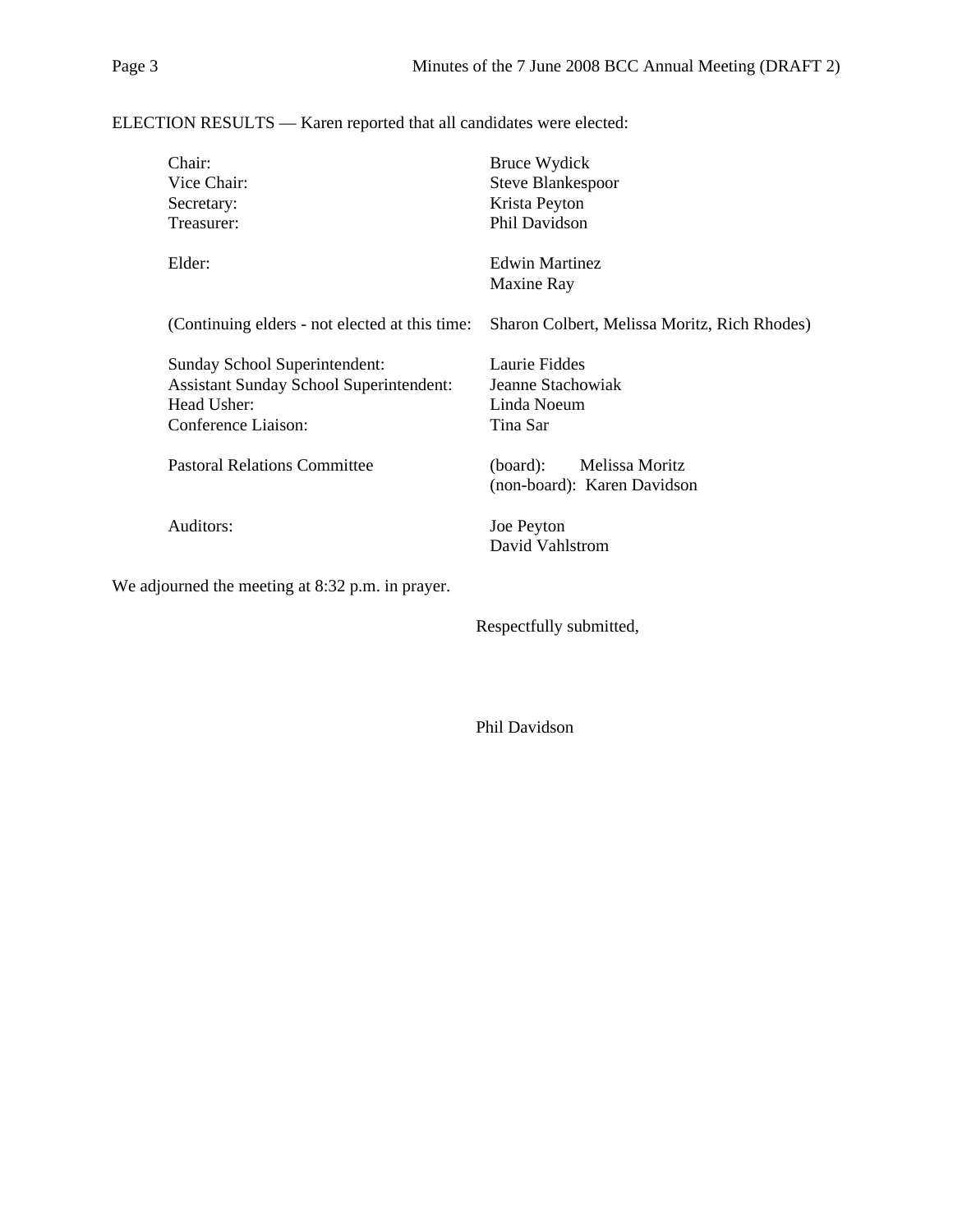ELECTION RESULTS — Karen reported that all candidates were elected:

| | |
|---|---|
| Chair: | Bruce Wydick |
| Vice Chair: | Steve Blankespoor |
| Secretary: | Krista Peyton |
| Treasurer: | Phil Davidson |
| | |
| Elder: | Edwin Martinez |
| | Maxine Ray |
| | |
| (Continuing elders - not elected at this time: | Sharon Colbert, Melissa Moritz, Rich Rhodes) |
| | |
| Sunday School Superintendent: | Laurie Fiddes |
| Assistant Sunday School Superintendent: | Jeanne Stachowiak |
| Head Usher: | Linda Noeum |
| Conference Liaison: | Tina Sar |
| | |
| Pastoral Relations Committee | (board): Melissa Moritz |
| | (non-board): Karen Davidson |
| | |
| Auditors: | Joe Peyton |
| | David Vahlstrom |

We adjourned the meeting at 8:32 p.m. in prayer.

Respectfully submitted,

Phil Davidson